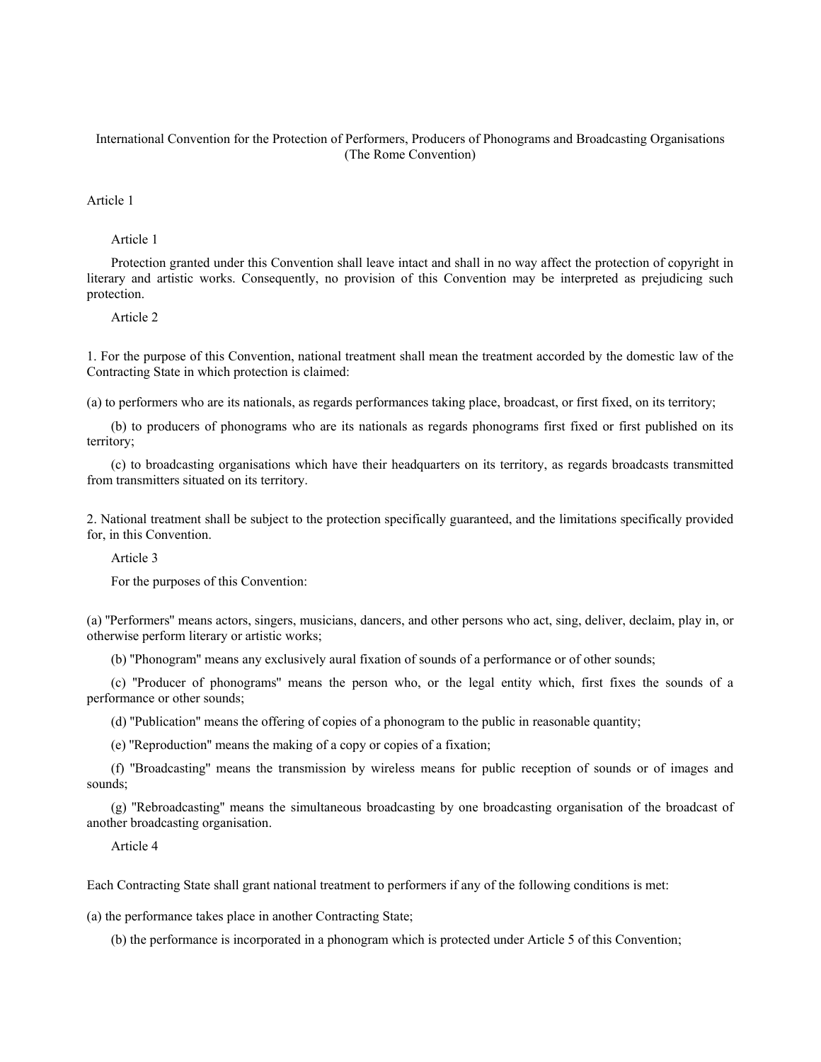# International Convention for the Protection of Performers, Producers of Phonograms and Broadcasting Organisations (The Rome Convention)

Article 1

Article 1

Protection granted under this Convention shall leave intact and shall in no way affect the protection of copyright in literary and artistic works. Consequently, no provision of this Convention may be interpreted as prejudicing such protection.

Article 2

1. For the purpose of this Convention, national treatment shall mean the treatment accorded by the domestic law of the Contracting State in which protection is claimed:

(a) to performers who are its nationals, as regards performances taking place, broadcast, or first fixed, on its territory;

(b) to producers of phonograms who are its nationals as regards phonograms first fixed or first published on its territory;

(c) to broadcasting organisations which have their headquarters on its territory, as regards broadcasts transmitted from transmitters situated on its territory.

2. National treatment shall be subject to the protection specifically guaranteed, and the limitations specifically provided for, in this Convention.

Article 3

For the purposes of this Convention:

(a) "Performers" means actors, singers, musicians, dancers, and other persons who act, sing, deliver, declaim, play in, or otherwise perform literary or artistic works;

(b) "Phonogram" means any exclusively aural fixation of sounds of a performance or of other sounds;

(c) "Producer of phonograms" means the person who, or the legal entity which, first fixes the sounds of a performance or other sounds;

(d) "Publication" means the offering of copies of a phonogram to the public in reasonable quantity;

(e) "Reproduction" means the making of a copy or copies of a fixation;

(f) "Broadcasting" means the transmission by wireless means for public reception of sounds or of images and sounds;

(g) "Rebroadcasting" means the simultaneous broadcasting by one broadcasting organisation of the broadcast of another broadcasting organisation.

Article 4

Each Contracting State shall grant national treatment to performers if any of the following conditions is met:

(a) the performance takes place in another Contracting State;

(b) the performance is incorporated in a phonogram which is protected under Article 5 of this Convention;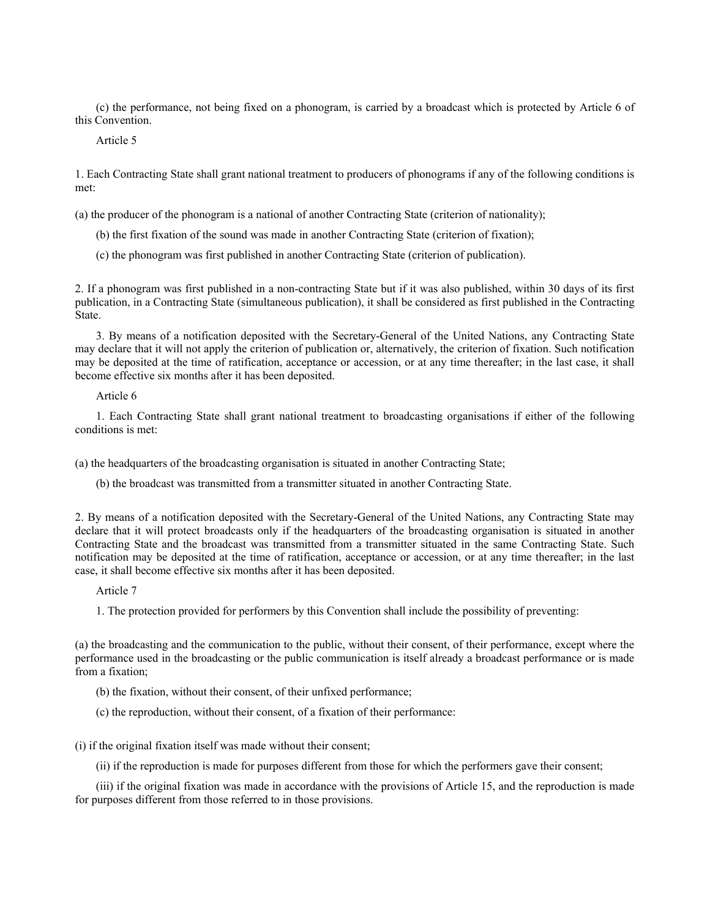(c) the performance, not being fixed on a phonogram, is carried by a broadcast which is protected by Article 6 of this Convention.

Article 5

1. Each Contracting State shall grant national treatment to producers of phonograms if any of the following conditions is met:

(a) the producer of the phonogram is a national of another Contracting State (criterion of nationality);

(b) the first fixation of the sound was made in another Contracting State (criterion of fixation);

(c) the phonogram was first published in another Contracting State (criterion of publication).

2. If a phonogram was first published in a non-contracting State but if it was also published, within 30 days of its first publication, in a Contracting State (simultaneous publication), it shall be considered as first published in the Contracting State.

3. By means of a notification deposited with the Secretary-General of the United Nations, any Contracting State may declare that it will not apply the criterion of publication or, alternatively, the criterion of fixation. Such notification may be deposited at the time of ratification, acceptance or accession, or at any time thereafter; in the last case, it shall become effective six months after it has been deposited.

Article 6

1. Each Contracting State shall grant national treatment to broadcasting organisations if either of the following conditions is met:

(a) the headquarters of the broadcasting organisation is situated in another Contracting State;

(b) the broadcast was transmitted from a transmitter situated in another Contracting State.

2. By means of a notification deposited with the Secretary-General of the United Nations, any Contracting State may declare that it will protect broadcasts only if the headquarters of the broadcasting organisation is situated in another Contracting State and the broadcast was transmitted from a transmitter situated in the same Contracting State. Such notification may be deposited at the time of ratification, acceptance or accession, or at any time thereafter; in the last case, it shall become effective six months after it has been deposited.

Article 7

1. The protection provided for performers by this Convention shall include the possibility of preventing:

(a) the broadcasting and the communication to the public, without their consent, of their performance, except where the performance used in the broadcasting or the public communication is itself already a broadcast performance or is made from a fixation;

(b) the fixation, without their consent, of their unfixed performance;

(c) the reproduction, without their consent, of a fixation of their performance:

(i) if the original fixation itself was made without their consent;

(ii) if the reproduction is made for purposes different from those for which the performers gave their consent;

(iii) if the original fixation was made in accordance with the provisions of Article 15, and the reproduction is made for purposes different from those referred to in those provisions.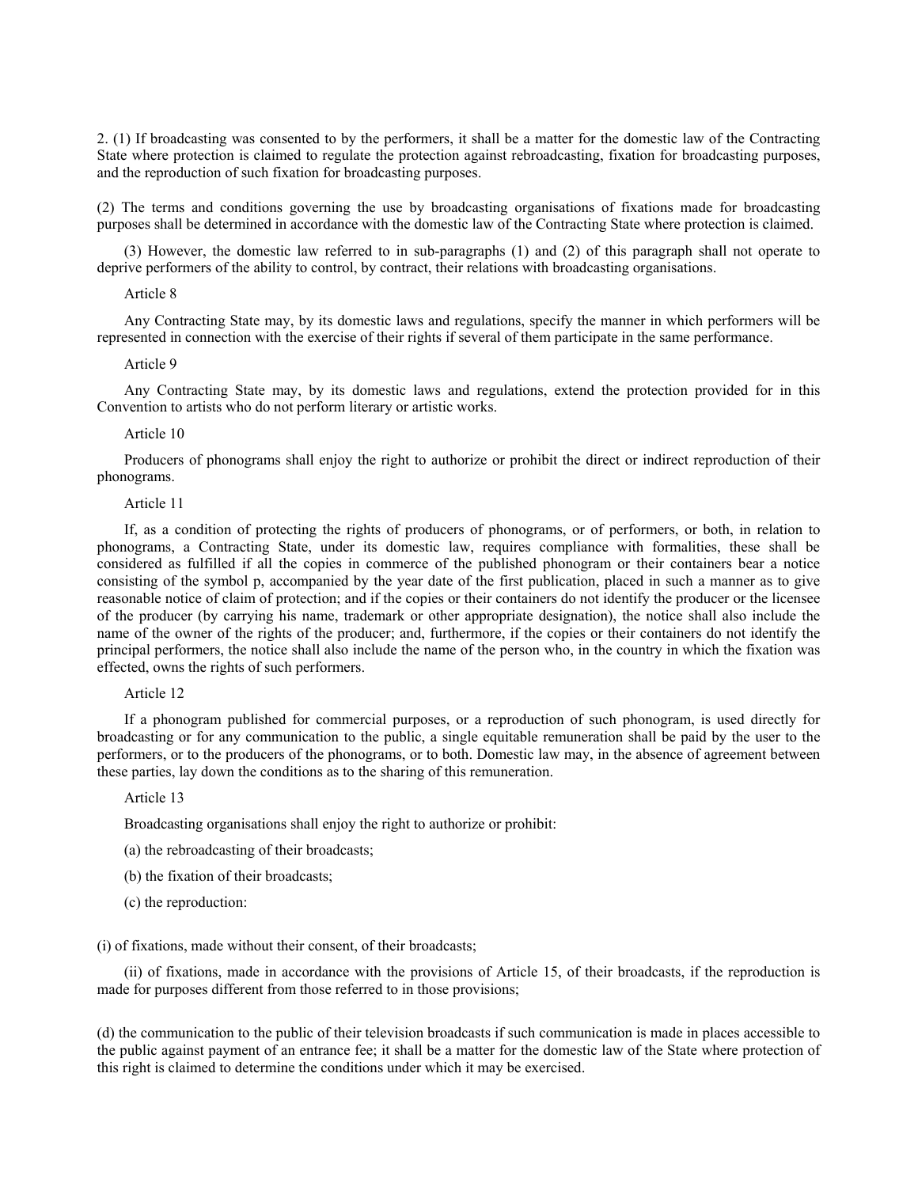2. (1) If broadcasting was consented to by the performers, it shall be a matter for the domestic law of the Contracting State where protection is claimed to regulate the protection against rebroadcasting, fixation for broadcasting purposes, and the reproduction of such fixation for broadcasting purposes.

(2) The terms and conditions governing the use by broadcasting organisations of fixations made for broadcasting purposes shall be determined in accordance with the domestic law of the Contracting State where protection is claimed.

(3) However, the domestic law referred to in sub-paragraphs (1) and (2) of this paragraph shall not operate to deprive performers of the ability to control, by contract, their relations with broadcasting organisations.

Article 8

Any Contracting State may, by its domestic laws and regulations, specify the manner in which performers will be represented in connection with the exercise of their rights if several of them participate in the same performance.

Article 9

Any Contracting State may, by its domestic laws and regulations, extend the protection provided for in this Convention to artists who do not perform literary or artistic works.

Article 10

Producers of phonograms shall enjoy the right to authorize or prohibit the direct or indirect reproduction of their phonograms.

Article 11

If, as a condition of protecting the rights of producers of phonograms, or of performers, or both, in relation to phonograms, a Contracting State, under its domestic law, requires compliance with formalities, these shall be considered as fulfilled if all the copies in commerce of the published phonogram or their containers bear a notice consisting of the symbol p, accompanied by the year date of the first publication, placed in such a manner as to give reasonable notice of claim of protection; and if the copies or their containers do not identify the producer or the licensee of the producer (by carrying his name, trademark or other appropriate designation), the notice shall also include the name of the owner of the rights of the producer; and, furthermore, if the copies or their containers do not identify the principal performers, the notice shall also include the name of the person who, in the country in which the fixation was effected, owns the rights of such performers.

Article 12

If a phonogram published for commercial purposes, or a reproduction of such phonogram, is used directly for broadcasting or for any communication to the public, a single equitable remuneration shall be paid by the user to the performers, or to the producers of the phonograms, or to both. Domestic law may, in the absence of agreement between these parties, lay down the conditions as to the sharing of this remuneration.

Article 13

Broadcasting organisations shall enjoy the right to authorize or prohibit:

(a) the rebroadcasting of their broadcasts;

(b) the fixation of their broadcasts;

(c) the reproduction:

(i) of fixations, made without their consent, of their broadcasts;

(ii) of fixations, made in accordance with the provisions of Article 15, of their broadcasts, if the reproduction is made for purposes different from those referred to in those provisions;

(d) the communication to the public of their television broadcasts if such communication is made in places accessible to the public against payment of an entrance fee; it shall be a matter for the domestic law of the State where protection of this right is claimed to determine the conditions under which it may be exercised.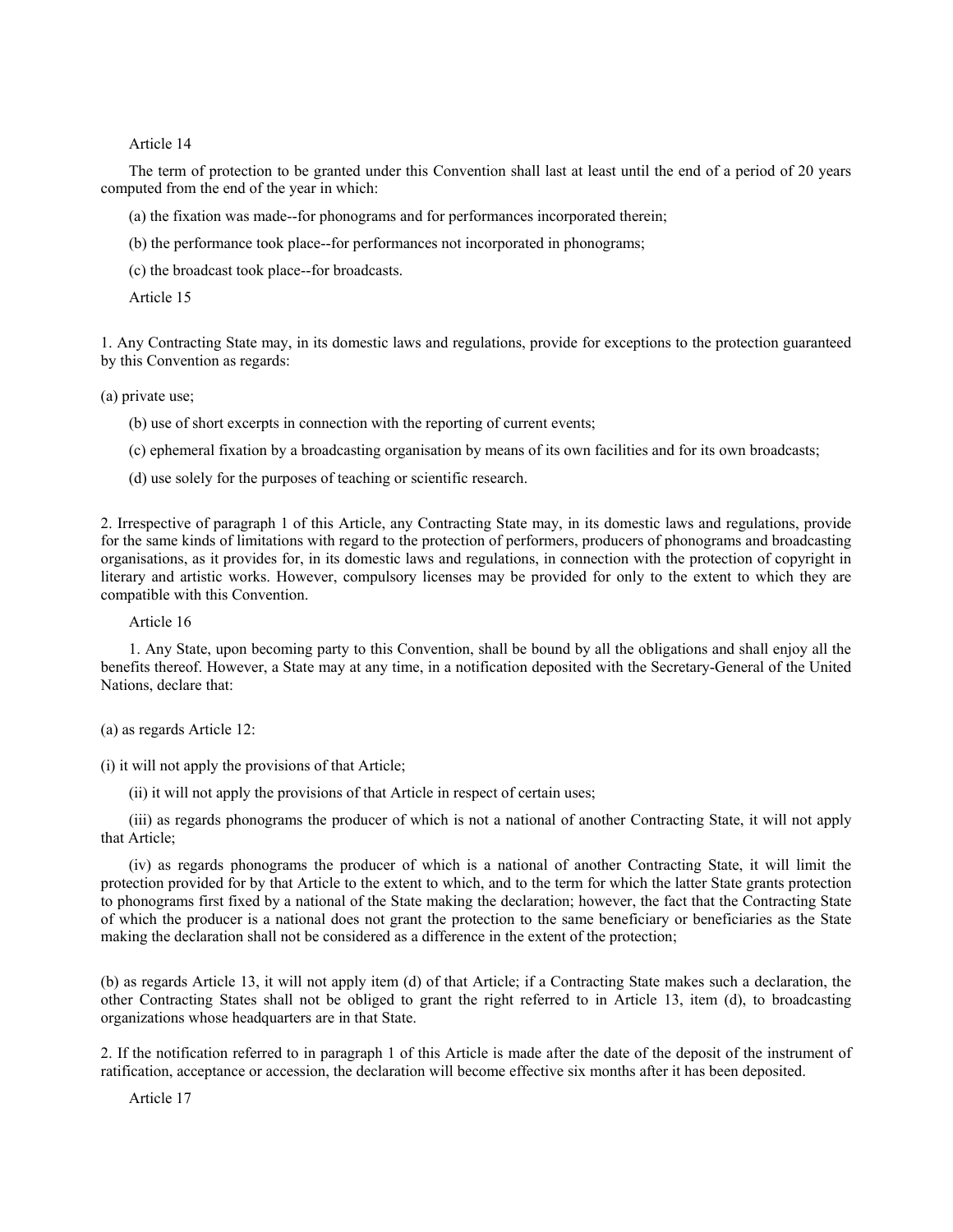Article 14

The term of protection to be granted under this Convention shall last at least until the end of a period of 20 years computed from the end of the year in which:

(a) the fixation was made--for phonograms and for performances incorporated therein;

(b) the performance took place--for performances not incorporated in phonograms;

(c) the broadcast took place--for broadcasts.

Article 15

1. Any Contracting State may, in its domestic laws and regulations, provide for exceptions to the protection guaranteed by this Convention as regards:

(a) private use;

(b) use of short excerpts in connection with the reporting of current events;

(c) ephemeral fixation by a broadcasting organisation by means of its own facilities and for its own broadcasts;

(d) use solely for the purposes of teaching or scientific research.

2. Irrespective of paragraph 1 of this Article, any Contracting State may, in its domestic laws and regulations, provide for the same kinds of limitations with regard to the protection of performers, producers of phonograms and broadcasting organisations, as it provides for, in its domestic laws and regulations, in connection with the protection of copyright in literary and artistic works. However, compulsory licenses may be provided for only to the extent to which they are compatible with this Convention.

Article 16

1. Any State, upon becoming party to this Convention, shall be bound by all the obligations and shall enjoy all the benefits thereof. However, a State may at any time, in a notification deposited with the Secretary-General of the United Nations, declare that:

(a) as regards Article 12:

(i) it will not apply the provisions of that Article;

(ii) it will not apply the provisions of that Article in respect of certain uses;

(iii) as regards phonograms the producer of which is not a national of another Contracting State, it will not apply that Article;

(iv) as regards phonograms the producer of which is a national of another Contracting State, it will limit the protection provided for by that Article to the extent to which, and to the term for which the latter State grants protection to phonograms first fixed by a national of the State making the declaration; however, the fact that the Contracting State of which the producer is a national does not grant the protection to the same beneficiary or beneficiaries as the State making the declaration shall not be considered as a difference in the extent of the protection;

(b) as regards Article 13, it will not apply item (d) of that Article; if a Contracting State makes such a declaration, the other Contracting States shall not be obliged to grant the right referred to in Article 13, item (d), to broadcasting organizations whose headquarters are in that State.

2. If the notification referred to in paragraph 1 of this Article is made after the date of the deposit of the instrument of ratification, acceptance or accession, the declaration will become effective six months after it has been deposited.

Article 17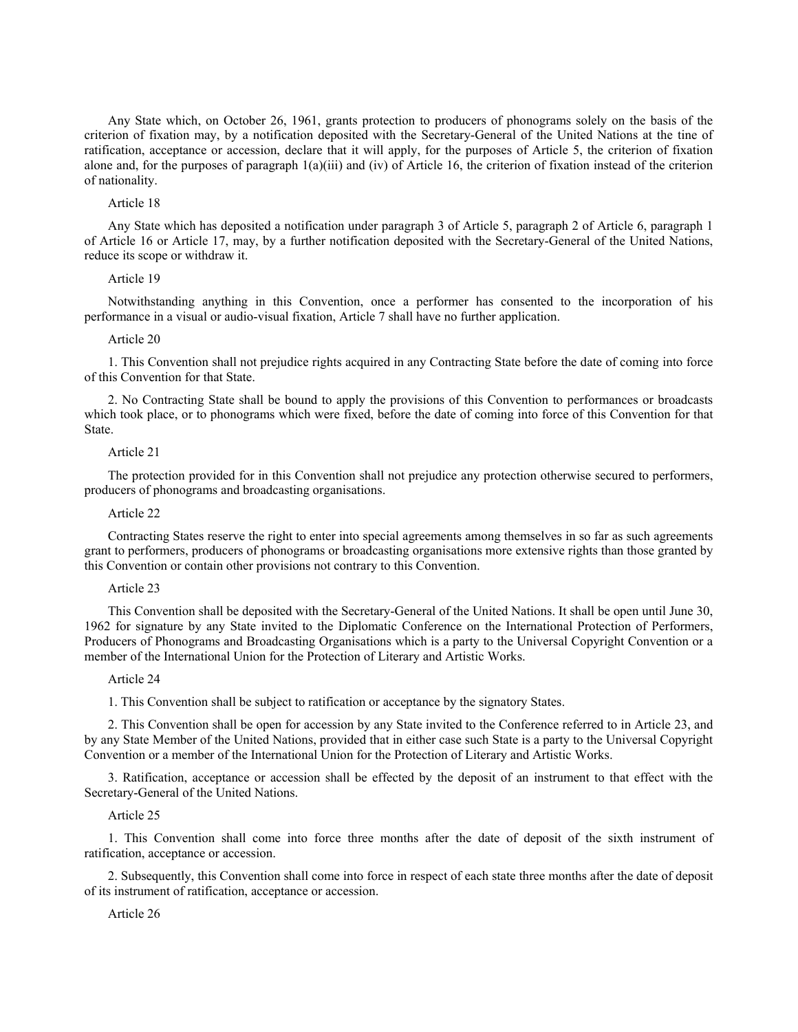Any State which, on October 26, 1961, grants protection to producers of phonograms solely on the basis of the criterion of fixation may, by a notification deposited with the Secretary-General of the United Nations at the tine of ratification, acceptance or accession, declare that it will apply, for the purposes of Article 5, the criterion of fixation alone and, for the purposes of paragraph 1(a)(iii) and (iv) of Article 16, the criterion of fixation instead of the criterion of nationality.

Article 18

Any State which has deposited a notification under paragraph 3 of Article 5, paragraph 2 of Article 6, paragraph 1 of Article 16 or Article 17, may, by a further notification deposited with the Secretary-General of the United Nations, reduce its scope or withdraw it.

Article 19

Notwithstanding anything in this Convention, once a performer has consented to the incorporation of his performance in a visual or audio-visual fixation, Article 7 shall have no further application.

Article 20

1. This Convention shall not prejudice rights acquired in any Contracting State before the date of coming into force of this Convention for that State.

2. No Contracting State shall be bound to apply the provisions of this Convention to performances or broadcasts which took place, or to phonograms which were fixed, before the date of coming into force of this Convention for that State.

Article 21

The protection provided for in this Convention shall not prejudice any protection otherwise secured to performers, producers of phonograms and broadcasting organisations.

Article 22

Contracting States reserve the right to enter into special agreements among themselves in so far as such agreements grant to performers, producers of phonograms or broadcasting organisations more extensive rights than those granted by this Convention or contain other provisions not contrary to this Convention.

Article 23

This Convention shall be deposited with the Secretary-General of the United Nations. It shall be open until June 30, 1962 for signature by any State invited to the Diplomatic Conference on the International Protection of Performers, Producers of Phonograms and Broadcasting Organisations which is a party to the Universal Copyright Convention or a member of the International Union for the Protection of Literary and Artistic Works.

Article 24

1. This Convention shall be subject to ratification or acceptance by the signatory States.

2. This Convention shall be open for accession by any State invited to the Conference referred to in Article 23, and by any State Member of the United Nations, provided that in either case such State is a party to the Universal Copyright Convention or a member of the International Union for the Protection of Literary and Artistic Works.

3. Ratification, acceptance or accession shall be effected by the deposit of an instrument to that effect with the Secretary-General of the United Nations.

Article 25

1. This Convention shall come into force three months after the date of deposit of the sixth instrument of ratification, acceptance or accession.

2. Subsequently, this Convention shall come into force in respect of each state three months after the date of deposit of its instrument of ratification, acceptance or accession.

Article 26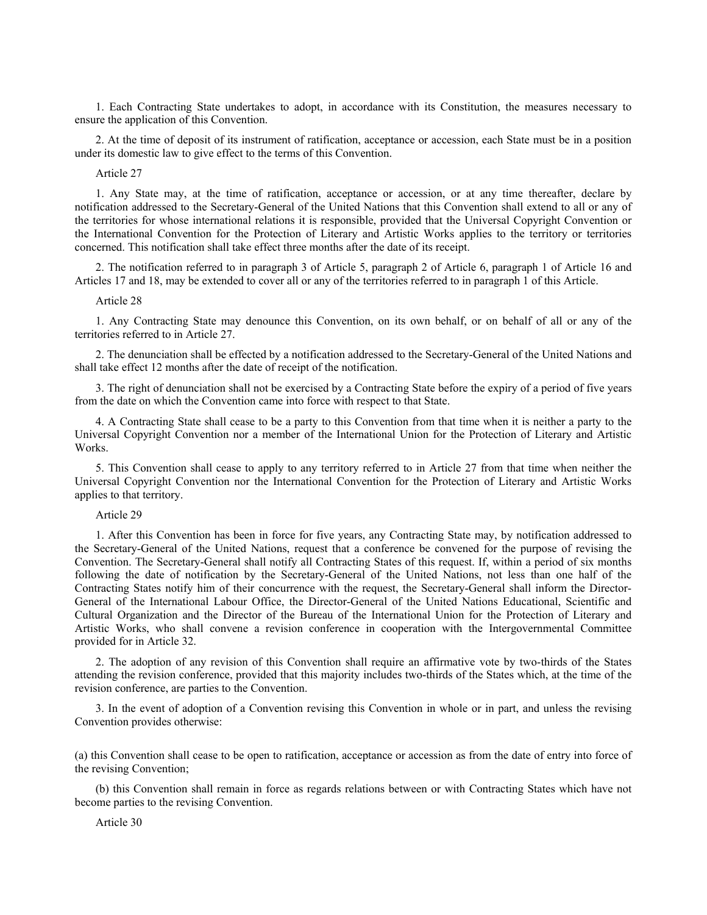1. Each Contracting State undertakes to adopt, in accordance with its Constitution, the measures necessary to ensure the application of this Convention.

2. At the time of deposit of its instrument of ratification, acceptance or accession, each State must be in a position under its domestic law to give effect to the terms of this Convention.

Article 27

1. Any State may, at the time of ratification, acceptance or accession, or at any time thereafter, declare by notification addressed to the Secretary-General of the United Nations that this Convention shall extend to all or any of the territories for whose international relations it is responsible, provided that the Universal Copyright Convention or the International Convention for the Protection of Literary and Artistic Works applies to the territory or territories concerned. This notification shall take effect three months after the date of its receipt.

2. The notification referred to in paragraph 3 of Article 5, paragraph 2 of Article 6, paragraph 1 of Article 16 and Articles 17 and 18, may be extended to cover all or any of the territories referred to in paragraph 1 of this Article.

Article 28

1. Any Contracting State may denounce this Convention, on its own behalf, or on behalf of all or any of the territories referred to in Article 27.

2. The denunciation shall be effected by a notification addressed to the Secretary-General of the United Nations and shall take effect 12 months after the date of receipt of the notification.

3. The right of denunciation shall not be exercised by a Contracting State before the expiry of a period of five years from the date on which the Convention came into force with respect to that State.

4. A Contracting State shall cease to be a party to this Convention from that time when it is neither a party to the Universal Copyright Convention nor a member of the International Union for the Protection of Literary and Artistic Works.

5. This Convention shall cease to apply to any territory referred to in Article 27 from that time when neither the Universal Copyright Convention nor the International Convention for the Protection of Literary and Artistic Works applies to that territory.

Article 29

1. After this Convention has been in force for five years, any Contracting State may, by notification addressed to the Secretary-General of the United Nations, request that a conference be convened for the purpose of revising the Convention. The Secretary-General shall notify all Contracting States of this request. If, within a period of six months following the date of notification by the Secretary-General of the United Nations, not less than one half of the Contracting States notify him of their concurrence with the request, the Secretary-General shall inform the Director-General of the International Labour Office, the Director-General of the United Nations Educational, Scientific and Cultural Organization and the Director of the Bureau of the International Union for the Protection of Literary and Artistic Works, who shall convene a revision conference in cooperation with the Intergovernmental Committee provided for in Article 32.

2. The adoption of any revision of this Convention shall require an affirmative vote by two-thirds of the States attending the revision conference, provided that this majority includes two-thirds of the States which, at the time of the revision conference, are parties to the Convention.

3. In the event of adoption of a Convention revising this Convention in whole or in part, and unless the revising Convention provides otherwise:

(a) this Convention shall cease to be open to ratification, acceptance or accession as from the date of entry into force of the revising Convention;

(b) this Convention shall remain in force as regards relations between or with Contracting States which have not become parties to the revising Convention.

Article 30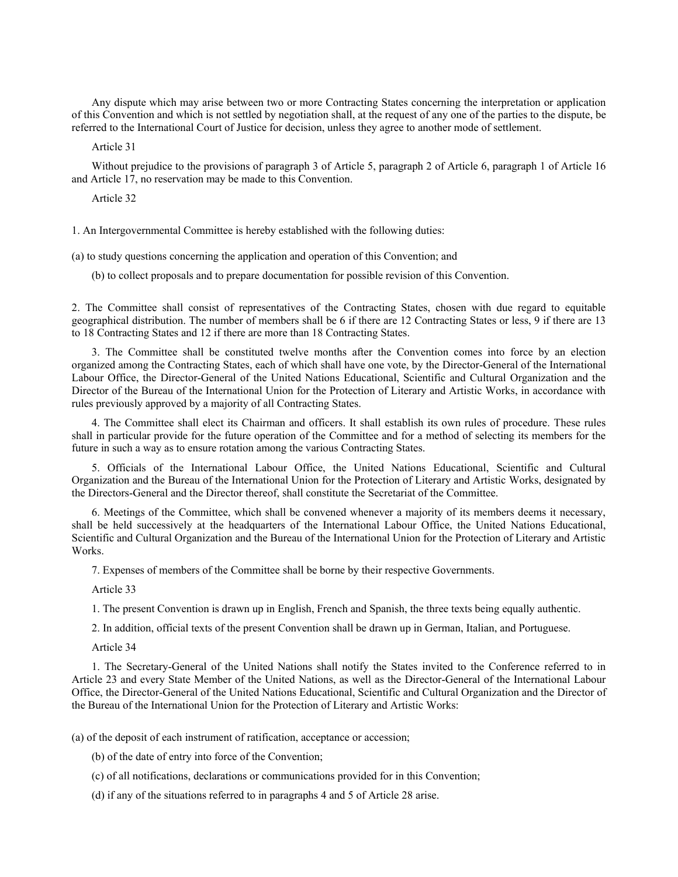Any dispute which may arise between two or more Contracting States concerning the interpretation or application of this Convention and which is not settled by negotiation shall, at the request of any one of the parties to the dispute, be referred to the International Court of Justice for decision, unless they agree to another mode of settlement.

Article 31

Without prejudice to the provisions of paragraph 3 of Article 5, paragraph 2 of Article 6, paragraph 1 of Article 16 and Article 17, no reservation may be made to this Convention.

Article 32

1. An Intergovernmental Committee is hereby established with the following duties:

(a) to study questions concerning the application and operation of this Convention; and

(b) to collect proposals and to prepare documentation for possible revision of this Convention.

2. The Committee shall consist of representatives of the Contracting States, chosen with due regard to equitable geographical distribution. The number of members shall be 6 if there are 12 Contracting States or less, 9 if there are 13 to 18 Contracting States and 12 if there are more than 18 Contracting States.

3. The Committee shall be constituted twelve months after the Convention comes into force by an election organized among the Contracting States, each of which shall have one vote, by the Director-General of the International Labour Office, the Director-General of the United Nations Educational, Scientific and Cultural Organization and the Director of the Bureau of the International Union for the Protection of Literary and Artistic Works, in accordance with rules previously approved by a majority of all Contracting States.

4. The Committee shall elect its Chairman and officers. It shall establish its own rules of procedure. These rules shall in particular provide for the future operation of the Committee and for a method of selecting its members for the future in such a way as to ensure rotation among the various Contracting States.

5. Officials of the International Labour Office, the United Nations Educational, Scientific and Cultural Organization and the Bureau of the International Union for the Protection of Literary and Artistic Works, designated by the Directors-General and the Director thereof, shall constitute the Secretariat of the Committee.

6. Meetings of the Committee, which shall be convened whenever a majority of its members deems it necessary, shall be held successively at the headquarters of the International Labour Office, the United Nations Educational, Scientific and Cultural Organization and the Bureau of the International Union for the Protection of Literary and Artistic Works.

7. Expenses of members of the Committee shall be borne by their respective Governments.

Article 33

1. The present Convention is drawn up in English, French and Spanish, the three texts being equally authentic.

2. In addition, official texts of the present Convention shall be drawn up in German, Italian, and Portuguese.

Article 34

1. The Secretary-General of the United Nations shall notify the States invited to the Conference referred to in Article 23 and every State Member of the United Nations, as well as the Director-General of the International Labour Office, the Director-General of the United Nations Educational, Scientific and Cultural Organization and the Director of the Bureau of the International Union for the Protection of Literary and Artistic Works:

(a) of the deposit of each instrument of ratification, acceptance or accession;

(b) of the date of entry into force of the Convention;

(c) of all notifications, declarations or communications provided for in this Convention;

(d) if any of the situations referred to in paragraphs 4 and 5 of Article 28 arise.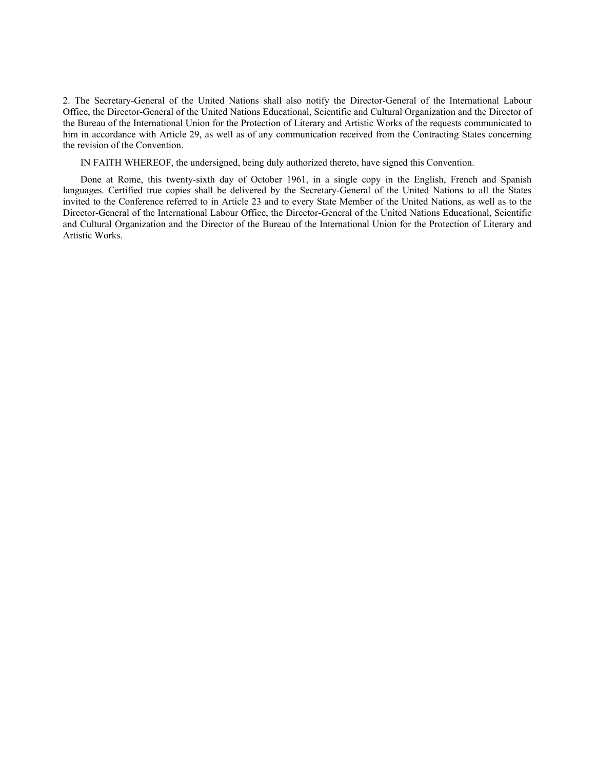2. The Secretary-General of the United Nations shall also notify the Director-General of the International Labour Office, the Director-General of the United Nations Educational, Scientific and Cultural Organization and the Director of the Bureau of the International Union for the Protection of Literary and Artistic Works of the requests communicated to him in accordance with Article 29, as well as of any communication received from the Contracting States concerning the revision of the Convention.

IN FAITH WHEREOF, the undersigned, being duly authorized thereto, have signed this Convention.

Done at Rome, this twenty-sixth day of October 1961, in a single copy in the English, French and Spanish languages. Certified true copies shall be delivered by the Secretary-General of the United Nations to all the States invited to the Conference referred to in Article 23 and to every State Member of the United Nations, as well as to the Director-General of the International Labour Office, the Director-General of the United Nations Educational, Scientific and Cultural Organization and the Director of the Bureau of the International Union for the Protection of Literary and Artistic Works.